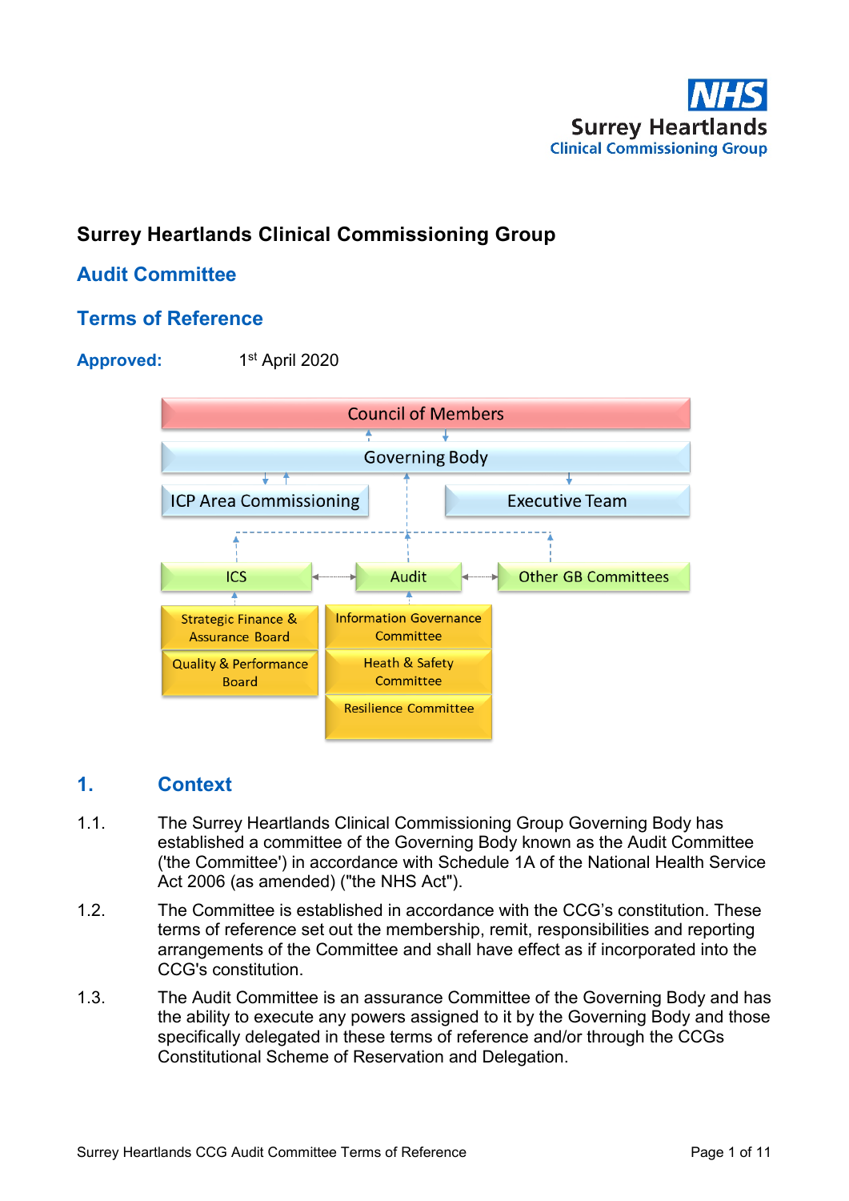Surey Heartlands Clinical Commissioning Group

# Surrey Heartlands Clinical Commissioning Group

## Audit Committee

## Terms of Reference

**Approved:** 1st April 2020

Council of Members

Governing Body

ICP Area Commissioning | Executive Team

ICS | Audit | Other GB Committees

Strategic Finance & Assurance Board | Information Governance Committee

Quality & Performance Board | Heath & Safety Committee

Resilience Committee

## 1. Context

1.1. The Surrey Heartlands Clinical Commissioning Group Governing Body has established a committee of the Governing Body known as the Audit Committee ('the Committee') in accordance with Schedule 1A of the National Health Service Act 2006 (as amended) ("the NHS Act").

1.2. The Committee is established in accordance with the CCG's constitution. These terms of reference set out the membership, remit, responsibilities and reporting arrangements of the Committee and shall have effect as if incorporated into the CCG's constitution.

1.3. The Audit Committee is an assurance Committee of the Governing Body and has the ability to execute any powers assigned to it by the Governing Body and those specifically delegated in these terms of reference and/or through the CCGs Constitutional Scheme of Reservation and Delegation.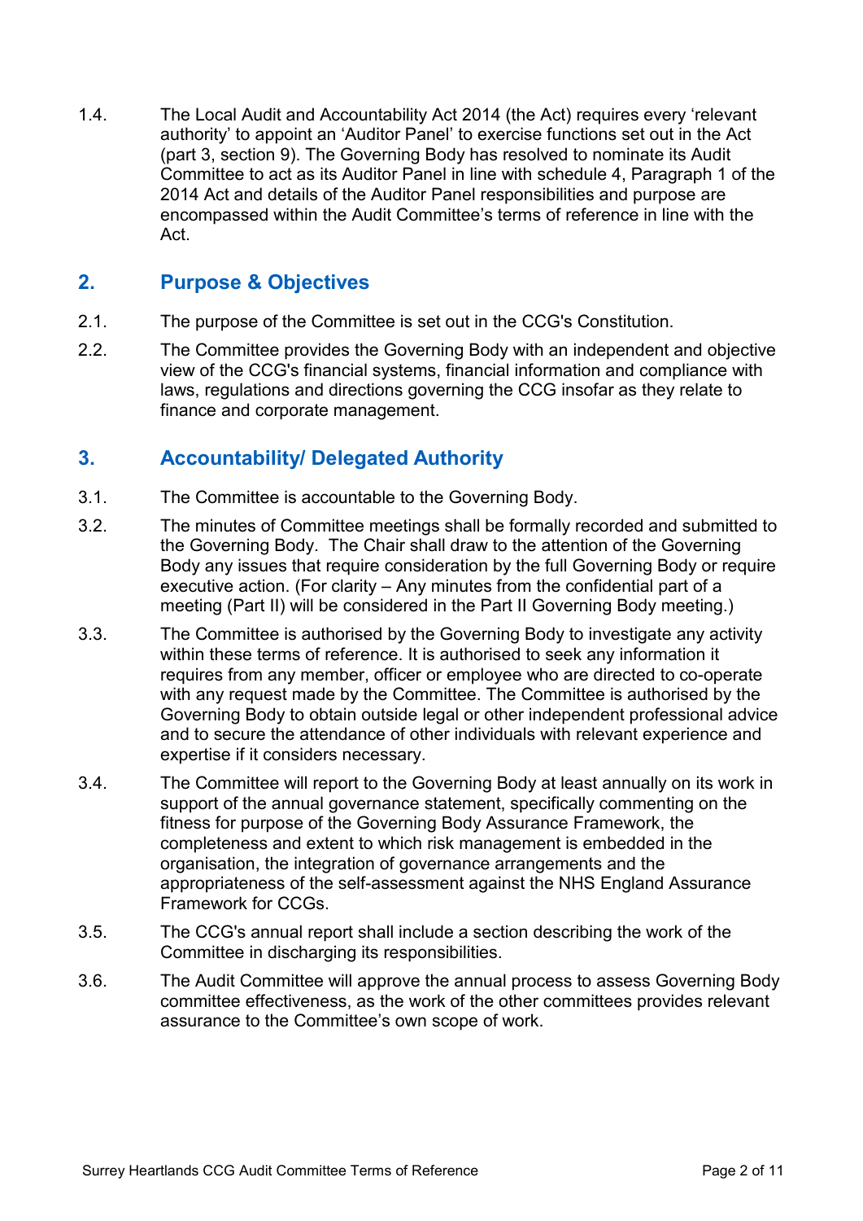1.4. The Local Audit and Accountability Act 2014 (the Act) requires every 'relevant authority' to appoint an 'Auditor Panel' to exercise functions set out in the Act (part 3, section 9). The Governing Body has resolved to nominate its Audit Committee to act as its Auditor Panel in line with schedule 4, Paragraph 1 of the 2014 Act and details of the Auditor Panel responsibilities and purpose are encompassed within the Audit Committee's terms of reference in line with the Act.

## 2. Purpose & Objectives

2.1. The purpose of the Committee is set out in the CCG's Constitution.

2.2. The Committee provides the Governing Body with an independent and objective view of the CCG's financial systems, financial information and compliance with laws, regulations and directions governing the CCG insofar as they relate to finance and corporate management.

## 3. Accountability/ Delegated Authority

3.1. The Committee is accountable to the Governing Body.

3.2. The minutes of Committee meetings shall be formally recorded and submitted to the Governing Body. The Chair shall draw to the attention of the Governing Body any issues that require consideration by the full Governing Body or require executive action. (For clarity – Any minutes from the confidential part of a meeting (Part II) will be considered in the Part II Governing Body meeting.)

3.3. The Committee is authorised by the Governing Body to investigate any activity within these terms of reference. It is authorised to seek any information it requires from any member, officer or employee who are directed to co-operate with any request made by the Committee. The Committee is authorised by the Governing Body to obtain outside legal or other independent professional advice and to secure the attendance of other individuals with relevant experience and expertise if it considers necessary.

3.4. The Committee will report to the Governing Body at least annually on its work in support of the annual governance statement, specifically commenting on the fitness for purpose of the Governing Body Assurance Framework, the completeness and extent to which risk management is embedded in the organisation, the integration of governance arrangements and the appropriateness of the self-assessment against the NHS England Assurance Framework for CCGs.

3.5. The CCG's annual report shall include a section describing the work of the Committee in discharging its responsibilities.

3.6. The Audit Committee will approve the annual process to assess Governing Body committee effectiveness, as the work of the other committees provides relevant assurance to the Committee's own scope of work.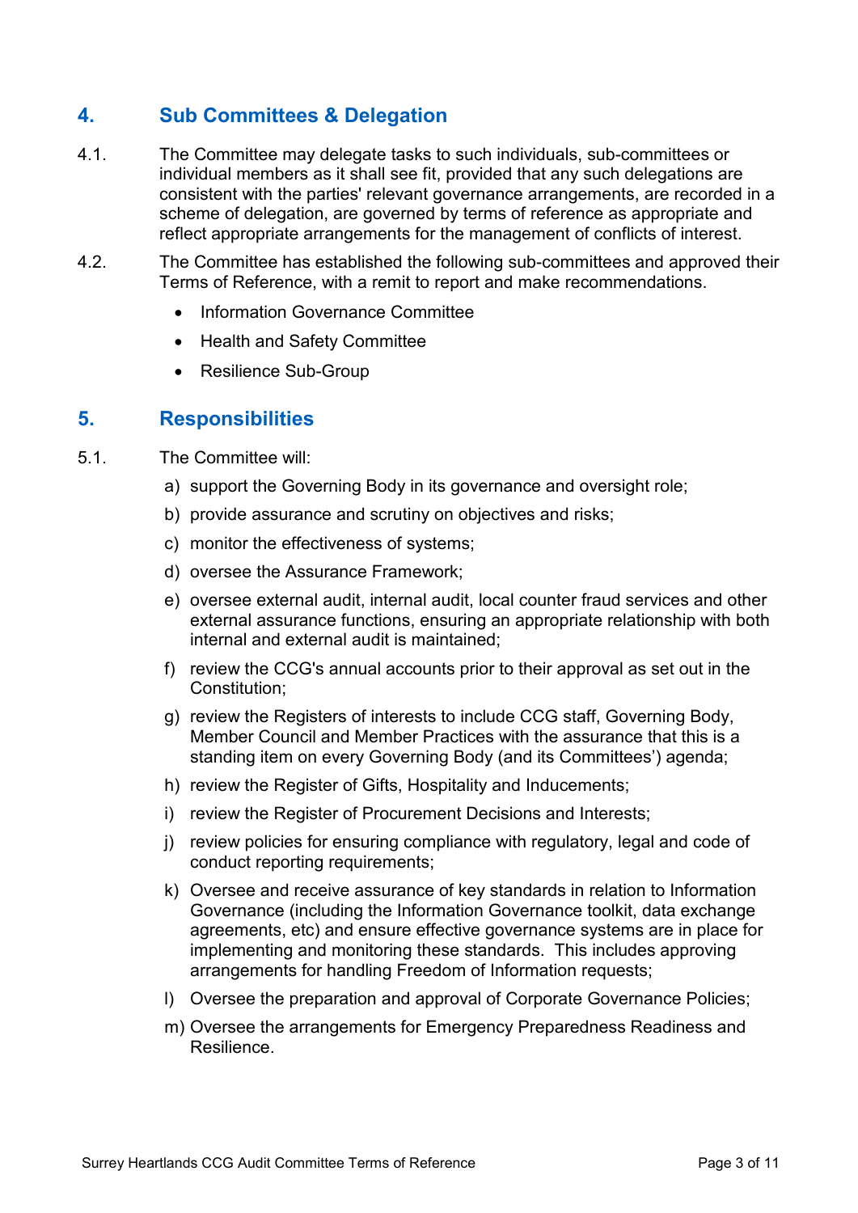## 4. Sub Committees & Delegation

4.1. The Committee may delegate tasks to such individuals, sub-committees or individual members as it shall see fit, provided that any such delegations are consistent with the parties' relevant governance arrangements, are recorded in a scheme of delegation, are governed by terms of reference as appropriate and reflect appropriate arrangements for the management of conflicts of interest.

4.2. The Committee has established the following sub-committees and approved their Terms of Reference, with a remit to report and make recommendations.

- Information Governance Committee
- Health and Safety Committee
- Resilience Sub-Group

## 5. Responsibilities

5.1. The Committee will:

a) support the Governing Body in its governance and oversight role;

b) provide assurance and scrutiny on objectives and risks;

c) monitor the effectiveness of systems;

d) oversee the Assurance Framework;

e) oversee external audit, internal audit, local counter fraud services and other external assurance functions, ensuring an appropriate relationship with both internal and external audit is maintained;

f) review the CCG's annual accounts prior to their approval as set out in the Constitution;

g) review the Registers of interests to include CCG staff, Governing Body, Member Council and Member Practices with the assurance that this is a standing item on every Governing Body (and its Committees') agenda;

h) review the Register of Gifts, Hospitality and Inducements;

i) review the Register of Procurement Decisions and Interests;

j) review policies for ensuring compliance with regulatory, legal and code of conduct reporting requirements;

k) Oversee and receive assurance of key standards in relation to Information Governance (including the Information Governance toolkit, data exchange agreements, etc) and ensure effective governance systems are in place for implementing and monitoring these standards. This includes approving arrangements for handling Freedom of Information requests;

l) Oversee the preparation and approval of Corporate Governance Policies;

m) Oversee the arrangements for Emergency Preparedness Readiness and Resilience.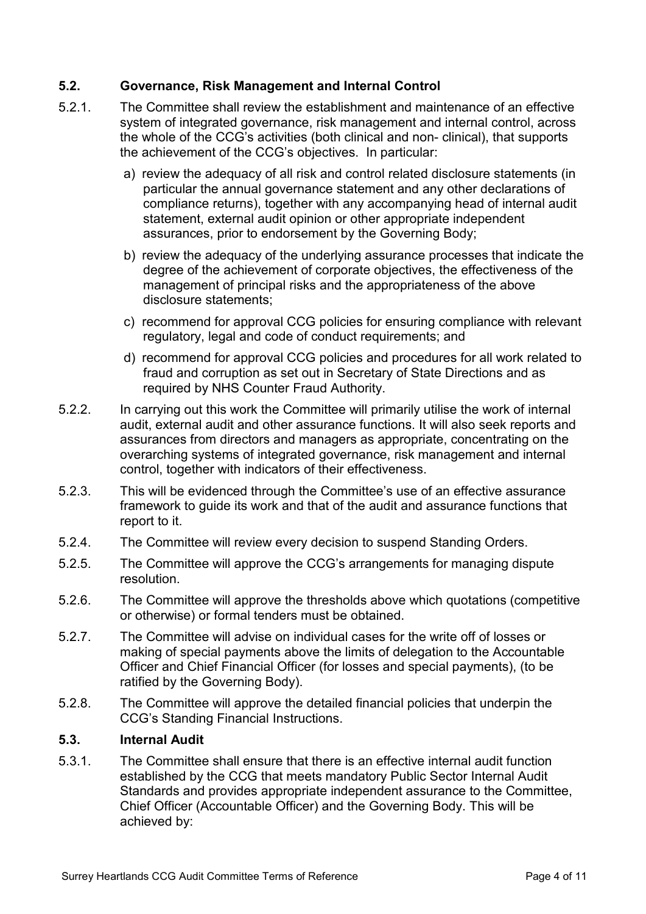### 5.2. Governance, Risk Management and Internal Control

5.2.1. The Committee shall review the establishment and maintenance of an effective system of integrated governance, risk management and internal control, across the whole of the CCG's activities (both clinical and non- clinical), that supports the achievement of the CCG's objectives. In particular:

a) review the adequacy of all risk and control related disclosure statements (in particular the annual governance statement and any other declarations of compliance returns), together with any accompanying head of internal audit statement, external audit opinion or other appropriate independent assurances, prior to endorsement by the Governing Body;

b) review the adequacy of the underlying assurance processes that indicate the degree of the achievement of corporate objectives, the effectiveness of the management of principal risks and the appropriateness of the above disclosure statements;

c) recommend for approval CCG policies for ensuring compliance with relevant regulatory, legal and code of conduct requirements; and

d) recommend for approval CCG policies and procedures for all work related to fraud and corruption as set out in Secretary of State Directions and as required by NHS Counter Fraud Authority.

5.2.2. In carrying out this work the Committee will primarily utilise the work of internal audit, external audit and other assurance functions. It will also seek reports and assurances from directors and managers as appropriate, concentrating on the overarching systems of integrated governance, risk management and internal control, together with indicators of their effectiveness.

5.2.3. This will be evidenced through the Committee's use of an effective assurance framework to guide its work and that of the audit and assurance functions that report to it.

5.2.4. The Committee will review every decision to suspend Standing Orders.

5.2.5. The Committee will approve the CCG's arrangements for managing dispute resolution.

5.2.6. The Committee will approve the thresholds above which quotations (competitive or otherwise) or formal tenders must be obtained.

5.2.7. The Committee will advise on individual cases for the write off of losses or making of special payments above the limits of delegation to the Accountable Officer and Chief Financial Officer (for losses and special payments), (to be ratified by the Governing Body).

5.2.8. The Committee will approve the detailed financial policies that underpin the CCG's Standing Financial Instructions.

### 5.3. Internal Audit

5.3.1. The Committee shall ensure that there is an effective internal audit function established by the CCG that meets mandatory Public Sector Internal Audit Standards and provides appropriate independent assurance to the Committee, Chief Officer (Accountable Officer) and the Governing Body. This will be achieved by: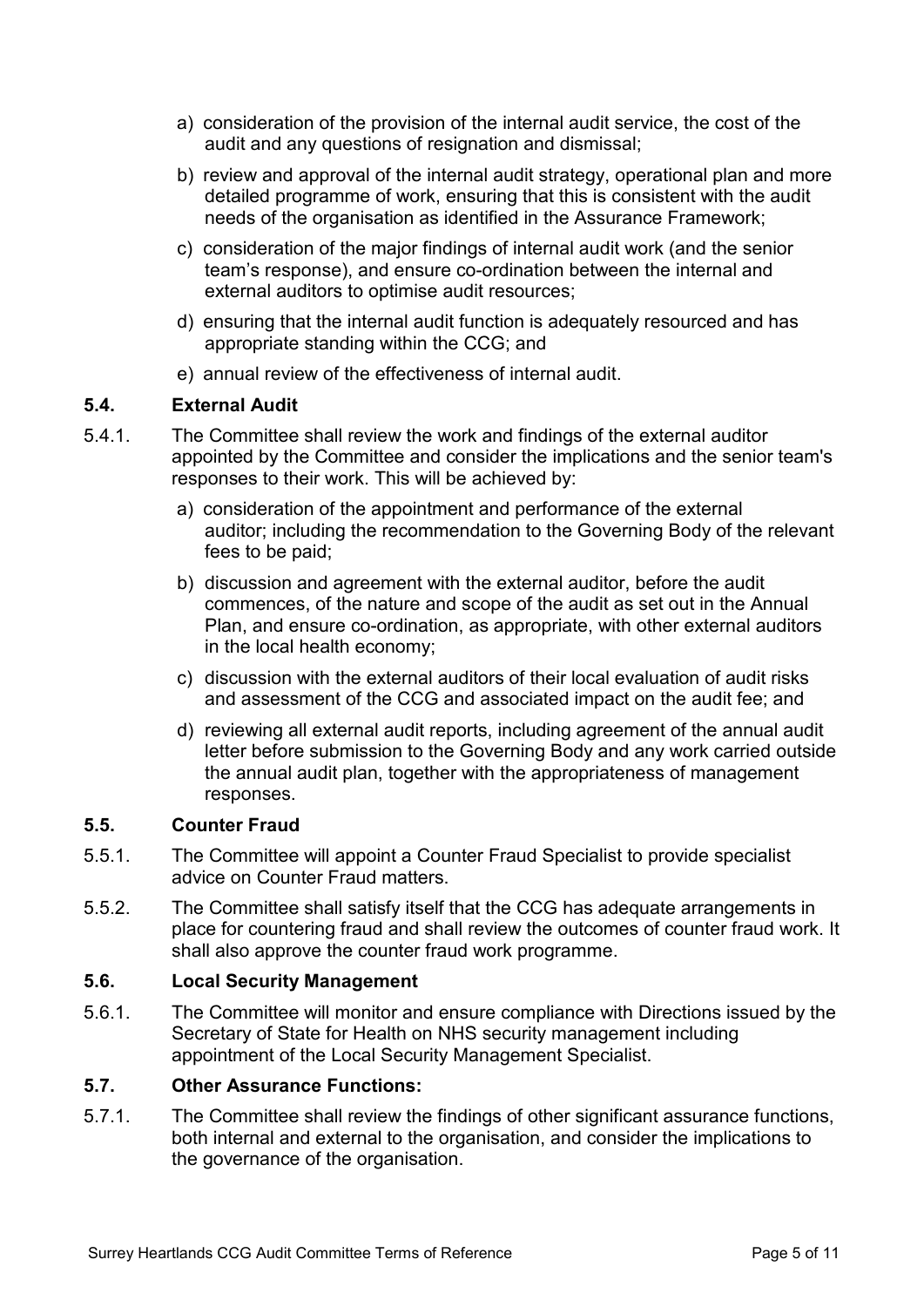a) consideration of the provision of the internal audit service, the cost of the audit and any questions of resignation and dismissal;

b) review and approval of the internal audit strategy, operational plan and more detailed programme of work, ensuring that this is consistent with the audit needs of the organisation as identified in the Assurance Framework;

c) consideration of the major findings of internal audit work (and the senior team's response), and ensure co-ordination between the internal and external auditors to optimise audit resources;

d) ensuring that the internal audit function is adequately resourced and has appropriate standing within the CCG; and

e) annual review of the effectiveness of internal audit.

### 5.4. External Audit

5.4.1. The Committee shall review the work and findings of the external auditor appointed by the Committee and consider the implications and the senior team's responses to their work. This will be achieved by:

a) consideration of the appointment and performance of the external auditor; including the recommendation to the Governing Body of the relevant fees to be paid;

b) discussion and agreement with the external auditor, before the audit commences, of the nature and scope of the audit as set out in the Annual Plan, and ensure co-ordination, as appropriate, with other external auditors in the local health economy;

c) discussion with the external auditors of their local evaluation of audit risks and assessment of the CCG and associated impact on the audit fee; and

d) reviewing all external audit reports, including agreement of the annual audit letter before submission to the Governing Body and any work carried outside the annual audit plan, together with the appropriateness of management responses.

### 5.5. Counter Fraud

5.5.1. The Committee will appoint a Counter Fraud Specialist to provide specialist advice on Counter Fraud matters.

5.5.2. The Committee shall satisfy itself that the CCG has adequate arrangements in place for countering fraud and shall review the outcomes of counter fraud work. It shall also approve the counter fraud work programme.

### 5.6. Local Security Management

5.6.1. The Committee will monitor and ensure compliance with Directions issued by the Secretary of State for Health on NHS security management including appointment of the Local Security Management Specialist.

### 5.7. Other Assurance Functions:

5.7.1. The Committee shall review the findings of other significant assurance functions, both internal and external to the organisation, and consider the implications to the governance of the organisation.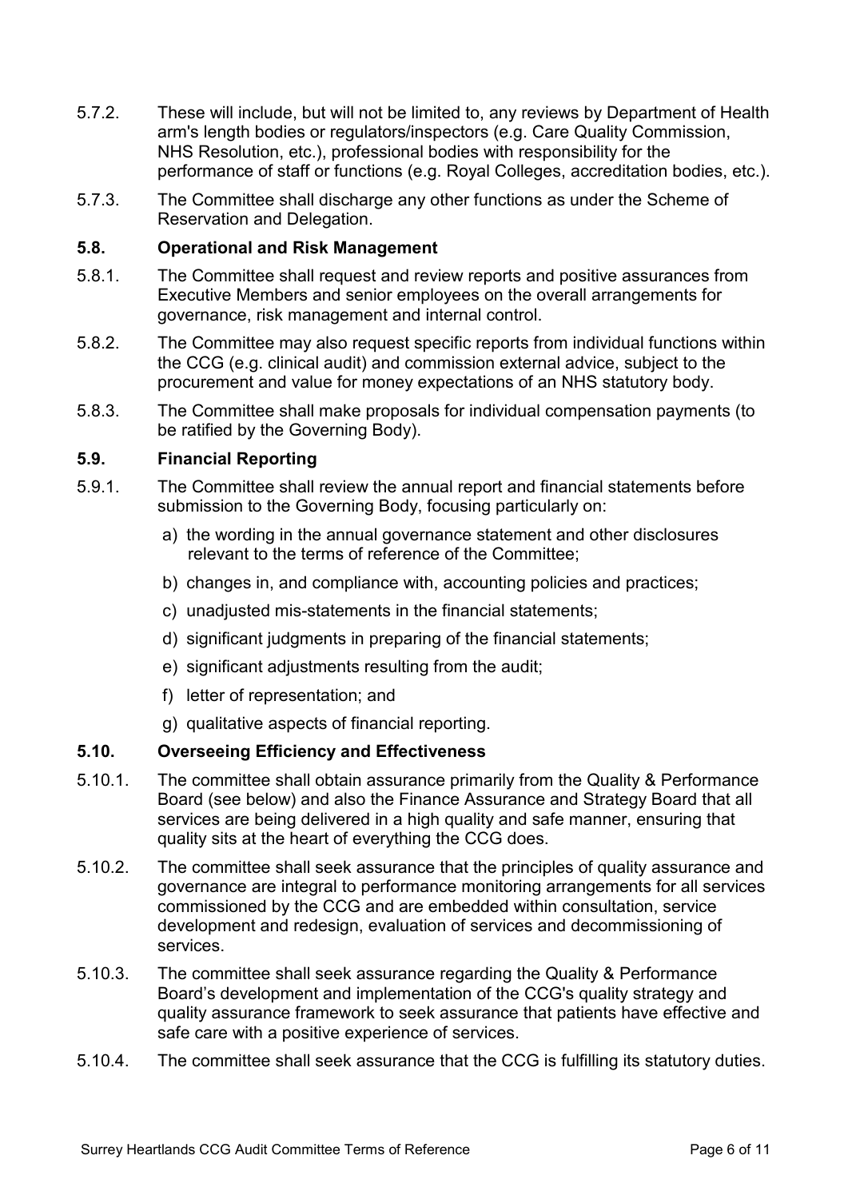5.7.2. These will include, but will not be limited to, any reviews by Department of Health arm's length bodies or regulators/inspectors (e.g. Care Quality Commission, NHS Resolution, etc.), professional bodies with responsibility for the performance of staff or functions (e.g. Royal Colleges, accreditation bodies, etc.).

5.7.3. The Committee shall discharge any other functions as under the Scheme of Reservation and Delegation.

### 5.8. Operational and Risk Management

5.8.1. The Committee shall request and review reports and positive assurances from Executive Members and senior employees on the overall arrangements for governance, risk management and internal control.

5.8.2. The Committee may also request specific reports from individual functions within the CCG (e.g. clinical audit) and commission external advice, subject to the procurement and value for money expectations of an NHS statutory body.

5.8.3. The Committee shall make proposals for individual compensation payments (to be ratified by the Governing Body).

### 5.9. Financial Reporting

5.9.1. The Committee shall review the annual report and financial statements before submission to the Governing Body, focusing particularly on:

a) the wording in the annual governance statement and other disclosures relevant to the terms of reference of the Committee;

b) changes in, and compliance with, accounting policies and practices;

c) unadjusted mis-statements in the financial statements;

d) significant judgments in preparing of the financial statements;

e) significant adjustments resulting from the audit;

f) letter of representation; and

g) qualitative aspects of financial reporting.

### 5.10. Overseeing Efficiency and Effectiveness

5.10.1. The committee shall obtain assurance primarily from the Quality & Performance Board (see below) and also the Finance Assurance and Strategy Board that all services are being delivered in a high quality and safe manner, ensuring that quality sits at the heart of everything the CCG does.

5.10.2. The committee shall seek assurance that the principles of quality assurance and governance are integral to performance monitoring arrangements for all services commissioned by the CCG and are embedded within consultation, service development and redesign, evaluation of services and decommissioning of services.

5.10.3. The committee shall seek assurance regarding the Quality & Performance Board's development and implementation of the CCG's quality strategy and quality assurance framework to seek assurance that patients have effective and safe care with a positive experience of services.

5.10.4. The committee shall seek assurance that the CCG is fulfilling its statutory duties.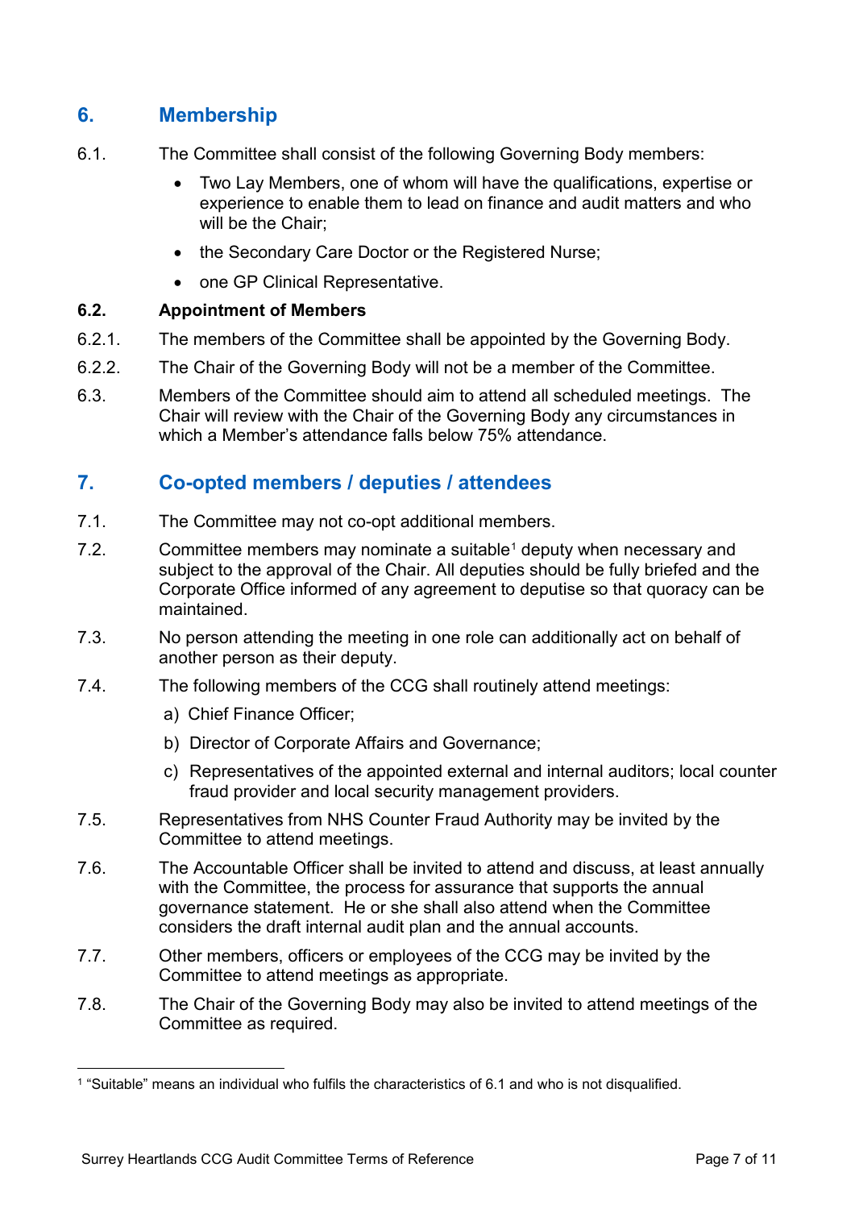## 6. Membership

6.1. The Committee shall consist of the following Governing Body members:

- Two Lay Members, one of whom will have the qualifications, expertise or experience to enable them to lead on finance and audit matters and who will be the Chair;
- the Secondary Care Doctor or the Registered Nurse;
- one GP Clinical Representative.

**6.2. Appointment of Members**

6.2.1. The members of the Committee shall be appointed by the Governing Body.

6.2.2. The Chair of the Governing Body will not be a member of the Committee.

6.3. Members of the Committee should aim to attend all scheduled meetings. The Chair will review with the Chair of the Governing Body any circumstances in which a Member's attendance falls below 75% attendance.

## 7. Co-opted members / deputies / attendees

7.1. The Committee may not co-opt additional members.

7.2. Committee members may nominate a suitable[1] deputy when necessary and subject to the approval of the Chair. All deputies should be fully briefed and the Corporate Office informed of any agreement to deputise so that quoracy can be maintained.

7.3. No person attending the meeting in one role can additionally act on behalf of another person as their deputy.

7.4. The following members of the CCG shall routinely attend meetings:

a) Chief Finance Officer;

b) Director of Corporate Affairs and Governance;

c) Representatives of the appointed external and internal auditors; local counter fraud provider and local security management providers.

7.5. Representatives from NHS Counter Fraud Authority may be invited by the Committee to attend meetings.

7.6. The Accountable Officer shall be invited to attend and discuss, at least annually with the Committee, the process for assurance that supports the annual governance statement. He or she shall also attend when the Committee considers the draft internal audit plan and the annual accounts.

7.7. Other members, officers or employees of the CCG may be invited by the Committee to attend meetings as appropriate.

7.8. The Chair of the Governing Body may also be invited to attend meetings of the Committee as required.

---

[1] "Suitable" means an individual who fulfils the characteristics of 6.1 and who is not disqualified.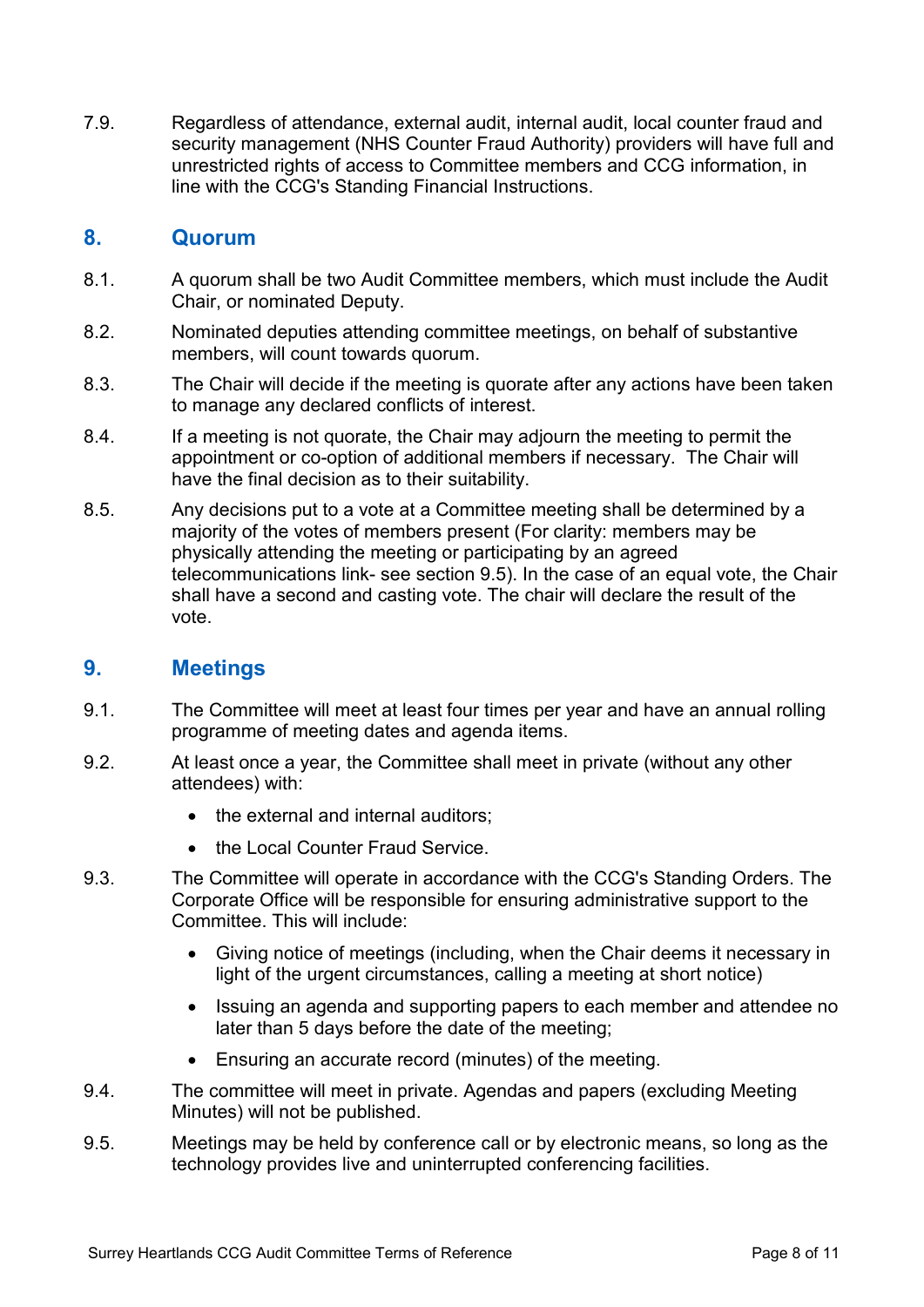7.9. Regardless of attendance, external audit, internal audit, local counter fraud and security management (NHS Counter Fraud Authority) providers will have full and unrestricted rights of access to Committee members and CCG information, in line with the CCG's Standing Financial Instructions.

## 8. Quorum

8.1. A quorum shall be two Audit Committee members, which must include the Audit Chair, or nominated Deputy.

8.2. Nominated deputies attending committee meetings, on behalf of substantive members, will count towards quorum.

8.3. The Chair will decide if the meeting is quorate after any actions have been taken to manage any declared conflicts of interest.

8.4. If a meeting is not quorate, the Chair may adjourn the meeting to permit the appointment or co-option of additional members if necessary. The Chair will have the final decision as to their suitability.

8.5. Any decisions put to a vote at a Committee meeting shall be determined by a majority of the votes of members present (For clarity: members may be physically attending the meeting or participating by an agreed telecommunications link- see section 9.5). In the case of an equal vote, the Chair shall have a second and casting vote. The chair will declare the result of the vote.

## 9. Meetings

9.1. The Committee will meet at least four times per year and have an annual rolling programme of meeting dates and agenda items.

9.2. At least once a year, the Committee shall meet in private (without any other attendees) with:

- the external and internal auditors;
- the Local Counter Fraud Service.

9.3. The Committee will operate in accordance with the CCG's Standing Orders. The Corporate Office will be responsible for ensuring administrative support to the Committee. This will include:

- Giving notice of meetings (including, when the Chair deems it necessary in light of the urgent circumstances, calling a meeting at short notice)
- Issuing an agenda and supporting papers to each member and attendee no later than 5 days before the date of the meeting;
- Ensuring an accurate record (minutes) of the meeting.

9.4. The committee will meet in private. Agendas and papers (excluding Meeting Minutes) will not be published.

9.5. Meetings may be held by conference call or by electronic means, so long as the technology provides live and uninterrupted conferencing facilities.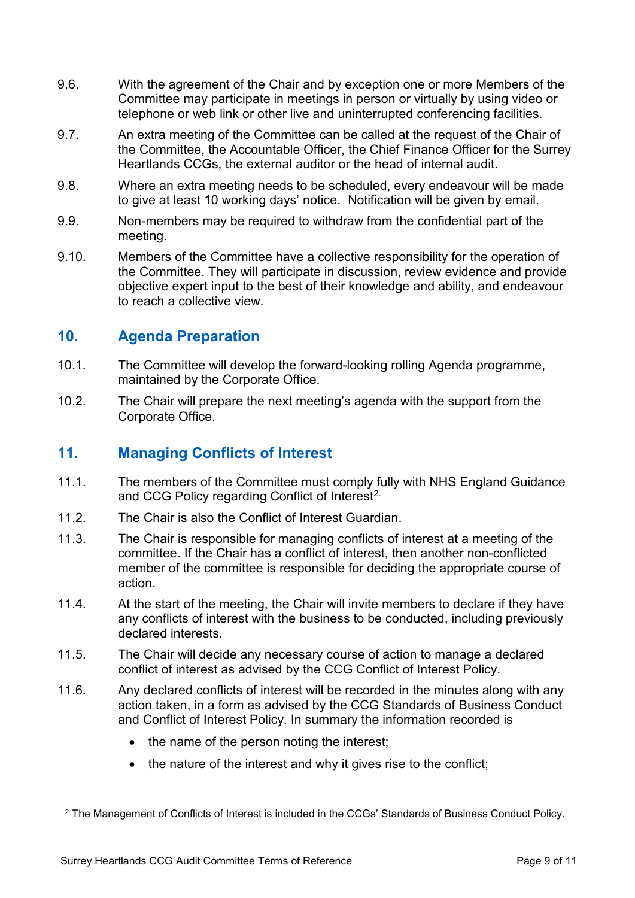9.6. With the agreement of the Chair and by exception one or more Members of the Committee may participate in meetings in person or virtually by using video or telephone or web link or other live and uninterrupted conferencing facilities.

9.7. An extra meeting of the Committee can be called at the request of the Chair of the Committee, the Accountable Officer, the Chief Finance Officer for the Surrey Heartlands CCGs, the external auditor or the head of internal audit.

9.8. Where an extra meeting needs to be scheduled, every endeavour will be made to give at least 10 working days' notice. Notification will be given by email.

9.9. Non-members may be required to withdraw from the confidential part of the meeting.

9.10. Members of the Committee have a collective responsibility for the operation of the Committee. They will participate in discussion, review evidence and provide objective expert input to the best of their knowledge and ability, and endeavour to reach a collective view.

## 10. Agenda Preparation

10.1. The Committee will develop the forward-looking rolling Agenda programme, maintained by the Corporate Office.

10.2. The Chair will prepare the next meeting's agenda with the support from the Corporate Office.

## 11. Managing Conflicts of Interest

11.1. The members of the Committee must comply fully with NHS England Guidance and CCG Policy regarding Conflict of Interest[2].

11.2. The Chair is also the Conflict of Interest Guardian.

11.3. The Chair is responsible for managing conflicts of interest at a meeting of the committee. If the Chair has a conflict of interest, then another non-conflicted member of the committee is responsible for deciding the appropriate course of action.

11.4. At the start of the meeting, the Chair will invite members to declare if they have any conflicts of interest with the business to be conducted, including previously declared interests.

11.5. The Chair will decide any necessary course of action to manage a declared conflict of interest as advised by the CCG Conflict of Interest Policy.

11.6. Any declared conflicts of interest will be recorded in the minutes along with any action taken, in a form as advised by the CCG Standards of Business Conduct and Conflict of Interest Policy. In summary the information recorded is

- the name of the person noting the interest;
- the nature of the interest and why it gives rise to the conflict;

[2] The Management of Conflicts of Interest is included in the CCGs' Standards of Business Conduct Policy.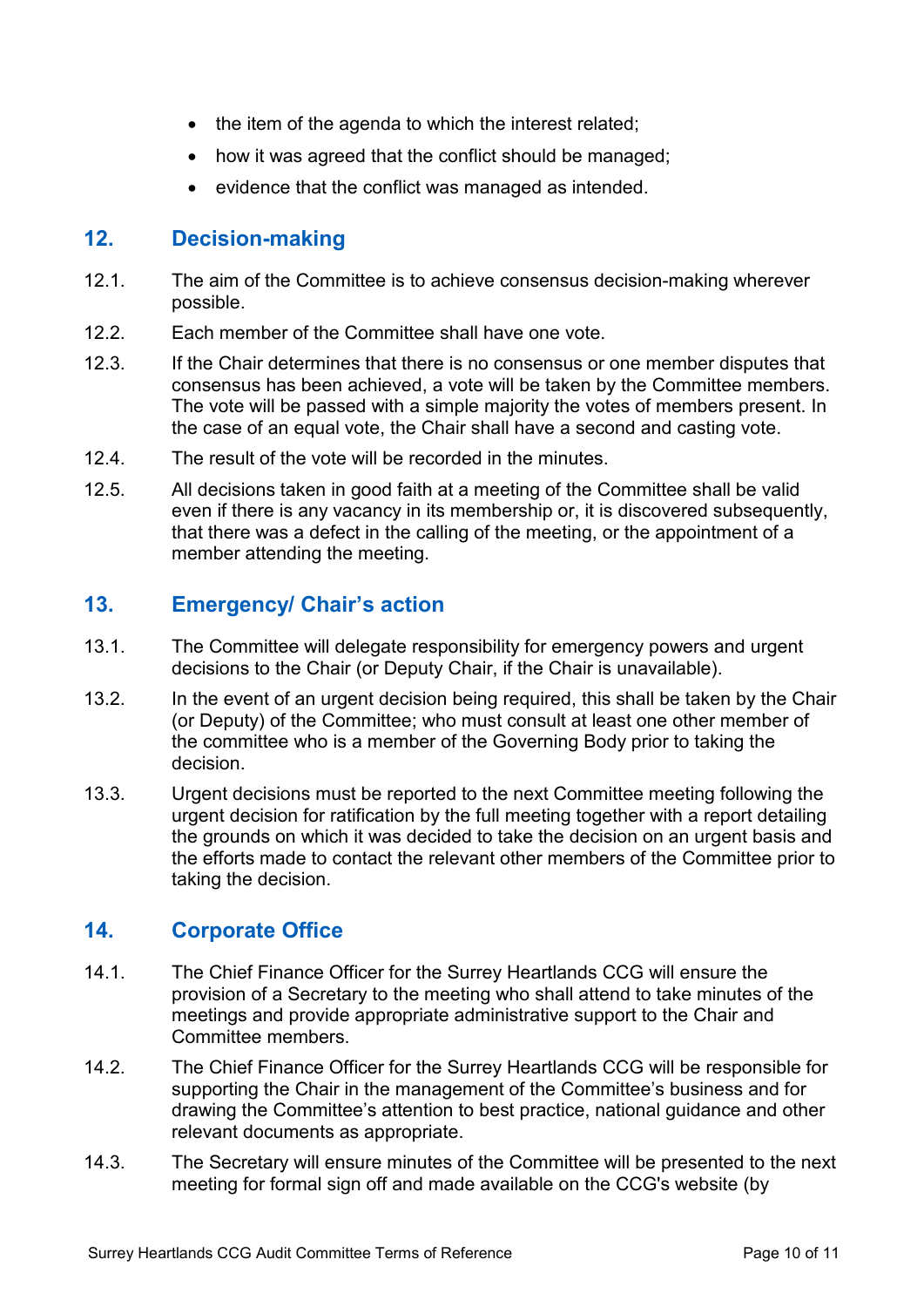- the item of the agenda to which the interest related;
- how it was agreed that the conflict should be managed;
- evidence that the conflict was managed as intended.

## 12. Decision-making

12.1. The aim of the Committee is to achieve consensus decision-making wherever possible.

12.2. Each member of the Committee shall have one vote.

12.3. If the Chair determines that there is no consensus or one member disputes that consensus has been achieved, a vote will be taken by the Committee members. The vote will be passed with a simple majority the votes of members present. In the case of an equal vote, the Chair shall have a second and casting vote.

12.4. The result of the vote will be recorded in the minutes.

12.5. All decisions taken in good faith at a meeting of the Committee shall be valid even if there is any vacancy in its membership or, it is discovered subsequently, that there was a defect in the calling of the meeting, or the appointment of a member attending the meeting.

## 13. Emergency/ Chair's action

13.1. The Committee will delegate responsibility for emergency powers and urgent decisions to the Chair (or Deputy Chair, if the Chair is unavailable).

13.2. In the event of an urgent decision being required, this shall be taken by the Chair (or Deputy) of the Committee; who must consult at least one other member of the committee who is a member of the Governing Body prior to taking the decision.

13.3. Urgent decisions must be reported to the next Committee meeting following the urgent decision for ratification by the full meeting together with a report detailing the grounds on which it was decided to take the decision on an urgent basis and the efforts made to contact the relevant other members of the Committee prior to taking the decision.

## 14. Corporate Office

14.1. The Chief Finance Officer for the Surrey Heartlands CCG will ensure the provision of a Secretary to the meeting who shall attend to take minutes of the meetings and provide appropriate administrative support to the Chair and Committee members.

14.2. The Chief Finance Officer for the Surrey Heartlands CCG will be responsible for supporting the Chair in the management of the Committee's business and for drawing the Committee's attention to best practice, national guidance and other relevant documents as appropriate.

14.3. The Secretary will ensure minutes of the Committee will be presented to the next meeting for formal sign off and made available on the CCG's website (by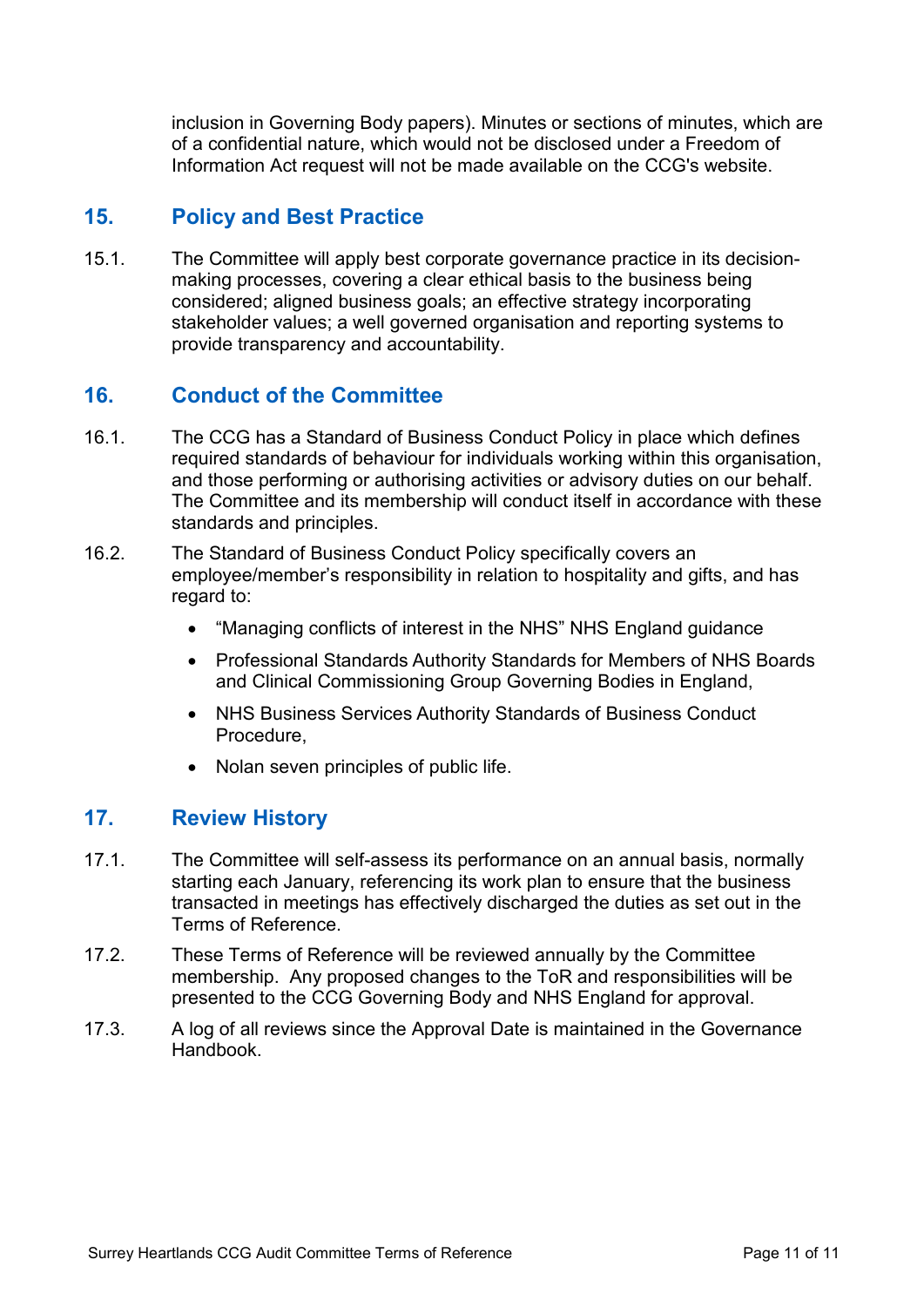inclusion in Governing Body papers). Minutes or sections of minutes, which are of a confidential nature, which would not be disclosed under a Freedom of Information Act request will not be made available on the CCG's website.

## 15. Policy and Best Practice

15.1. The Committee will apply best corporate governance practice in its decision-making processes, covering a clear ethical basis to the business being considered; aligned business goals; an effective strategy incorporating stakeholder values; a well governed organisation and reporting systems to provide transparency and accountability.

## 16. Conduct of the Committee

16.1. The CCG has a Standard of Business Conduct Policy in place which defines required standards of behaviour for individuals working within this organisation, and those performing or authorising activities or advisory duties on our behalf. The Committee and its membership will conduct itself in accordance with these standards and principles.

16.2. The Standard of Business Conduct Policy specifically covers an employee/member's responsibility in relation to hospitality and gifts, and has regard to:

- "Managing conflicts of interest in the NHS" NHS England guidance
- Professional Standards Authority Standards for Members of NHS Boards and Clinical Commissioning Group Governing Bodies in England,
- NHS Business Services Authority Standards of Business Conduct Procedure,
- Nolan seven principles of public life.

## 17. Review History

17.1. The Committee will self-assess its performance on an annual basis, normally starting each January, referencing its work plan to ensure that the business transacted in meetings has effectively discharged the duties as set out in the Terms of Reference.

17.2. These Terms of Reference will be reviewed annually by the Committee membership. Any proposed changes to the ToR and responsibilities will be presented to the CCG Governing Body and NHS England for approval.

17.3. A log of all reviews since the Approval Date is maintained in the Governance Handbook.